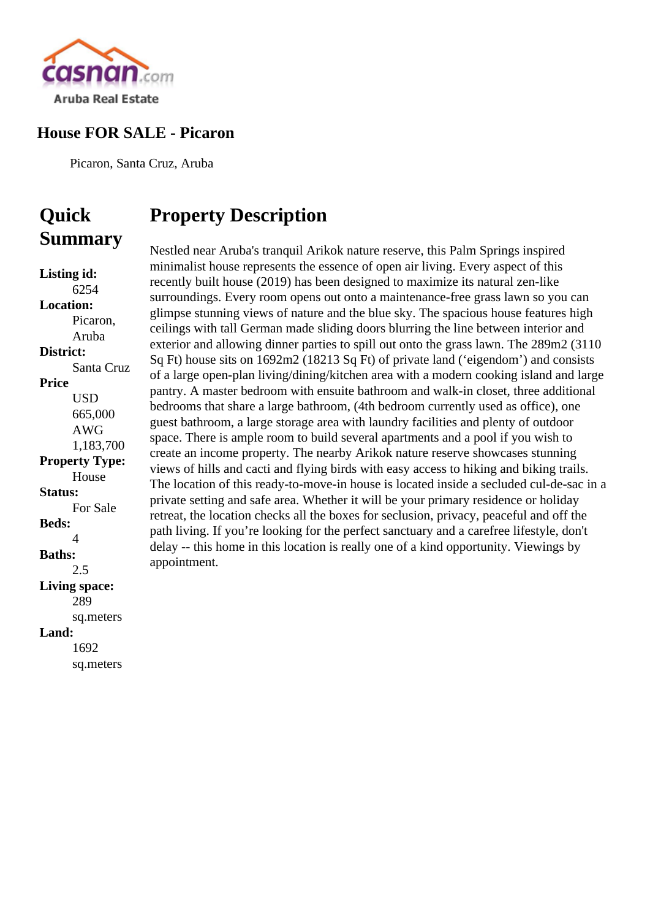casnan.com
Aruba Real Estate

## House FOR SALE - Picaron

Picaron, Santa Cruz, Aruba

## Quick Summary

**Listing id:**
6254

**Location:**
Picaron, Aruba

**District:**
Santa Cruz

**Price**
USD 665,000
AWG 1,183,700

**Property Type:**
House

**Status:**
For Sale

**Beds:**
4

**Baths:**
2.5

**Living space:**
289 sq.meters

**Land:**
1692 sq.meters

## Property Description

Nestled near Aruba's tranquil Arikok nature reserve, this Palm Springs inspired minimalist house represents the essence of open air living. Every aspect of this recently built house (2019) has been designed to maximize its natural zen-like surroundings. Every room opens out onto a maintenance-free grass lawn so you can glimpse stunning views of nature and the blue sky. The spacious house features high ceilings with tall German made sliding doors blurring the line between interior and exterior and allowing dinner parties to spill out onto the grass lawn. The 289m2 (3110 Sq Ft) house sits on 1692m2 (18213 Sq Ft) of private land ('eigendom') and consists of a large open-plan living/dining/kitchen area with a modern cooking island and large pantry. A master bedroom with ensuite bathroom and walk-in closet, three additional bedrooms that share a large bathroom, (4th bedroom currently used as office), one guest bathroom, a large storage area with laundry facilities and plenty of outdoor space. There is ample room to build several apartments and a pool if you wish to create an income property. The nearby Arikok nature reserve showcases stunning views of hills and cacti and flying birds with easy access to hiking and biking trails. The location of this ready-to-move-in house is located inside a secluded cul-de-sac in a private setting and safe area. Whether it will be your primary residence or holiday retreat, the location checks all the boxes for seclusion, privacy, peaceful and off the path living. If you're looking for the perfect sanctuary and a carefree lifestyle, don't delay -- this home in this location is really one of a kind opportunity. Viewings by appointment.